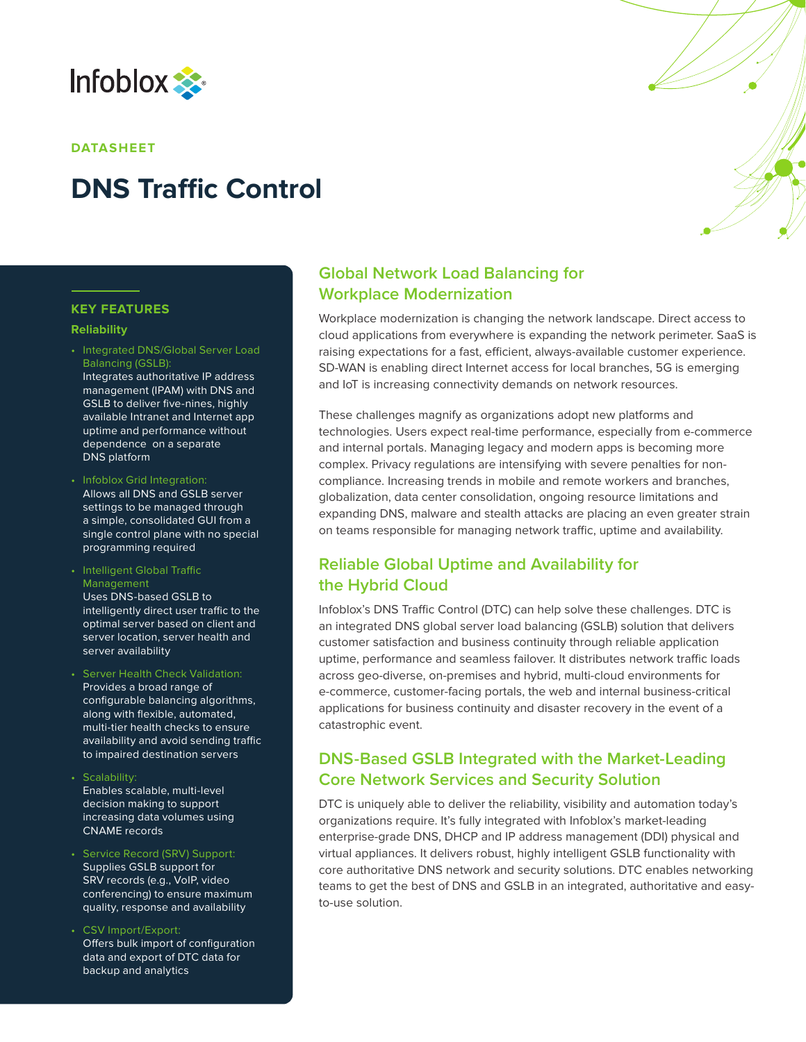Infoblox

DATASHEET

# DNS Traffic Control

## KEY FEATURES

### Reliability

- Integrated DNS/Global Server Load Balancing (GSLB):
  Integrates authoritative IP address management (IPAM) with DNS and GSLB to deliver five-nines, highly available Intranet and Internet app uptime and performance without dependence on a separate DNS platform
- Infoblox Grid Integration:
  Allows all DNS and GSLB server settings to be managed through a simple, consolidated GUI from a single control plane with no special programming required
- Intelligent Global Traffic Management
  Uses DNS-based GSLB to intelligently direct user traffic to the optimal server based on client and server location, server health and server availability
- Server Health Check Validation:
  Provides a broad range of configurable balancing algorithms, along with flexible, automated, multi-tier health checks to ensure availability and avoid sending traffic to impaired destination servers
- Scalability:
  Enables scalable, multi-level decision making to support increasing data volumes using CNAME records
- Service Record (SRV) Support:
  Supplies GSLB support for SRV records (e.g., VoIP, video conferencing) to ensure maximum quality, response and availability
- CSV Import/Export:
  Offers bulk import of configuration data and export of DTC data for backup and analytics

## Global Network Load Balancing for Workplace Modernization

Workplace modernization is changing the network landscape. Direct access to cloud applications from everywhere is expanding the network perimeter. SaaS is raising expectations for a fast, efficient, always-available customer experience. SD-WAN is enabling direct Internet access for local branches, 5G is emerging and IoT is increasing connectivity demands on network resources.

These challenges magnify as organizations adopt new platforms and technologies. Users expect real-time performance, especially from e-commerce and internal portals. Managing legacy and modern apps is becoming more complex. Privacy regulations are intensifying with severe penalties for non-compliance. Increasing trends in mobile and remote workers and branches, globalization, data center consolidation, ongoing resource limitations and expanding DNS, malware and stealth attacks are placing an even greater strain on teams responsible for managing network traffic, uptime and availability.

## Reliable Global Uptime and Availability for the Hybrid Cloud

Infoblox's DNS Traffic Control (DTC) can help solve these challenges. DTC is an integrated DNS global server load balancing (GSLB) solution that delivers customer satisfaction and business continuity through reliable application uptime, performance and seamless failover. It distributes network traffic loads across geo-diverse, on-premises and hybrid, multi-cloud environments for e-commerce, customer-facing portals, the web and internal business-critical applications for business continuity and disaster recovery in the event of a catastrophic event.

## DNS-Based GSLB Integrated with the Market-Leading Core Network Services and Security Solution

DTC is uniquely able to deliver the reliability, visibility and automation today's organizations require. It's fully integrated with Infoblox's market-leading enterprise-grade DNS, DHCP and IP address management (DDI) physical and virtual appliances. It delivers robust, highly intelligent GSLB functionality with core authoritative DNS network and security solutions. DTC enables networking teams to get the best of DNS and GSLB in an integrated, authoritative and easy-to-use solution.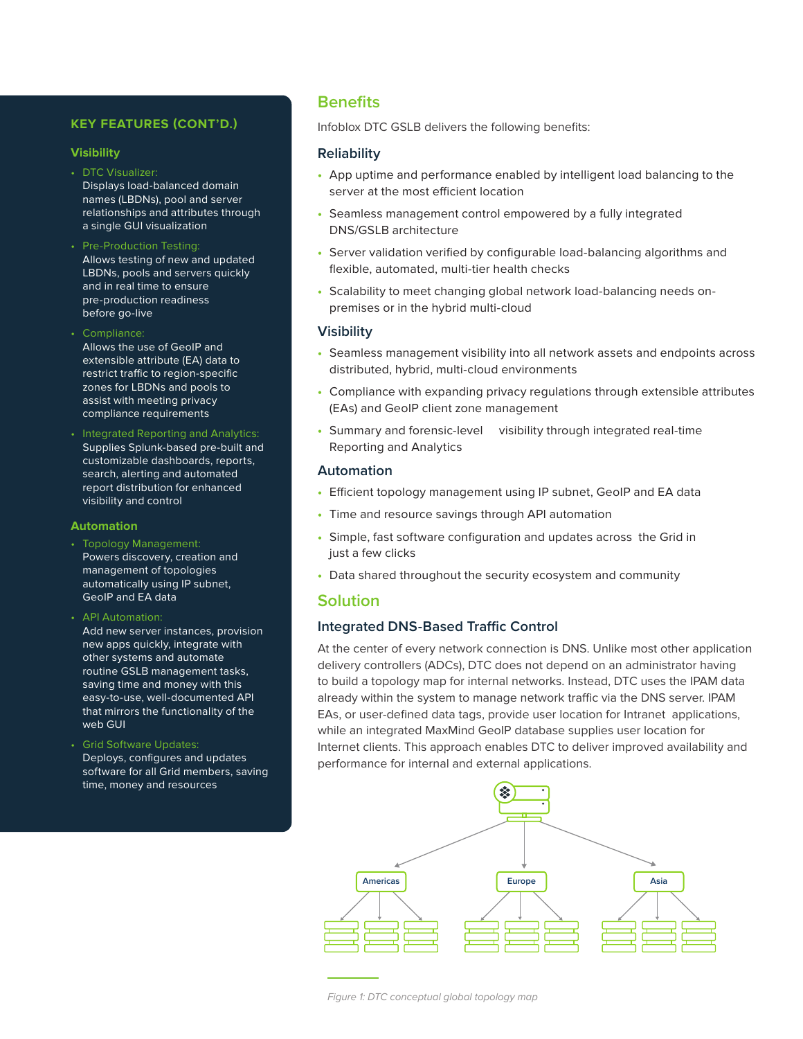## KEY FEATURES (CONT'D.)

### Visibility

- DTC Visualizer:
  Displays load-balanced domain names (LBDNs), pool and server relationships and attributes through a single GUI visualization
- Pre-Production Testing:
  Allows testing of new and updated LBDNs, pools and servers quickly and in real time to ensure pre-production readiness before go-live
- Compliance:
  Allows the use of GeoIP and extensible attribute (EA) data to restrict traffic to region-specific zones for LBDNs and pools to assist with meeting privacy compliance requirements
- Integrated Reporting and Analytics:
  Supplies Splunk-based pre-built and customizable dashboards, reports, search, alerting and automated report distribution for enhanced visibility and control

### Automation

- Topology Management:
  Powers discovery, creation and management of topologies automatically using IP subnet, GeoIP and EA data
- API Automation:
  Add new server instances, provision new apps quickly, integrate with other systems and automate routine GSLB management tasks, saving time and money with this easy-to-use, well-documented API that mirrors the functionality of the web GUI
- Grid Software Updates:
  Deploys, configures and updates software for all Grid members, saving time, money and resources

## Benefits

Infoblox DTC GSLB delivers the following benefits:

### Reliability

- App uptime and performance enabled by intelligent load balancing to the server at the most efficient location
- Seamless management control empowered by a fully integrated DNS/GSLB architecture
- Server validation verified by configurable load-balancing algorithms and flexible, automated, multi-tier health checks
- Scalability to meet changing global network load-balancing needs on-premises or in the hybrid multi-cloud

### Visibility

- Seamless management visibility into all network assets and endpoints across distributed, hybrid, multi-cloud environments
- Compliance with expanding privacy regulations through extensible attributes (EAs) and GeoIP client zone management
- Summary and forensic-level visibility through integrated real-time Reporting and Analytics

### Automation

- Efficient topology management using IP subnet, GeoIP and EA data
- Time and resource savings through API automation
- Simple, fast software configuration and updates across the Grid in just a few clicks
- Data shared throughout the security ecosystem and community

## Solution

### Integrated DNS-Based Traffic Control

At the center of every network connection is DNS. Unlike most other application delivery controllers (ADCs), DTC does not depend on an administrator having to build a topology map for internal networks. Instead, DTC uses the IPAM data already within the system to manage network traffic via the DNS server. IPAM EAs, or user-defined data tags, provide user location for Intranet applications, while an integrated MaxMind GeoIP database supplies user location for Internet clients. This approach enables DTC to deliver improved availability and performance for internal and external applications.

Americas | Europe | Asia

*Figure 1: DTC conceptual global topology map*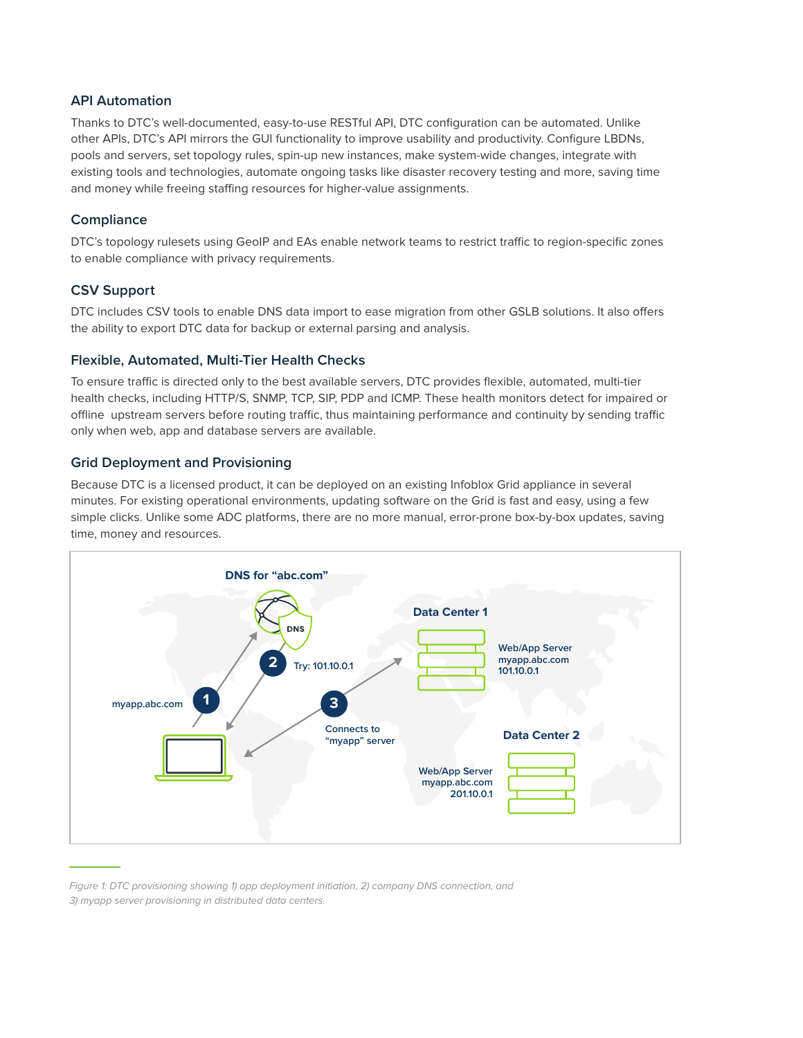### API Automation

Thanks to DTC's well-documented, easy-to-use RESTful API, DTC configuration can be automated. Unlike other APIs, DTC's API mirrors the GUI functionality to improve usability and productivity. Configure LBDNs, pools and servers, set topology rules, spin-up new instances, make system-wide changes, integrate with existing tools and technologies, automate ongoing tasks like disaster recovery testing and more, saving time and money while freeing staffing resources for higher-value assignments.

### Compliance

DTC's topology rulesets using GeoIP and EAs enable network teams to restrict traffic to region-specific zones to enable compliance with privacy requirements.

### CSV Support

DTC includes CSV tools to enable DNS data import to ease migration from other GSLB solutions. It also offers the ability to export DTC data for backup or external parsing and analysis.

### Flexible, Automated, Multi-Tier Health Checks

To ensure traffic is directed only to the best available servers, DTC provides flexible, automated, multi-tier health checks, including HTTP/S, SNMP, TCP, SIP, PDP and ICMP. These health monitors detect for impaired or offline upstream servers before routing traffic, thus maintaining performance and continuity by sending traffic only when web, app and database servers are available.

### Grid Deployment and Provisioning

Because DTC is a licensed product, it can be deployed on an existing Infoblox Grid appliance in several minutes. For existing operational environments, updating software on the Grid is fast and easy, using a few simple clicks. Unlike some ADC platforms, there are no more manual, error-prone box-by-box updates, saving time, money and resources.

DNS for "abc.com"

DNS

1 myapp.abc.com

2 Try: 101.10.0.1

3 Connects to "myapp" server

Data Center 1

Web/App Server
myapp.abc.com
101.10.0.1

Data Center 2

Web/App Server
myapp.abc.com
201.10.0.1

*Figure 1: DTC provisioning showing 1) app deployment initiation, 2) company DNS connection, and 3) myapp server provisioning in distributed data centers.*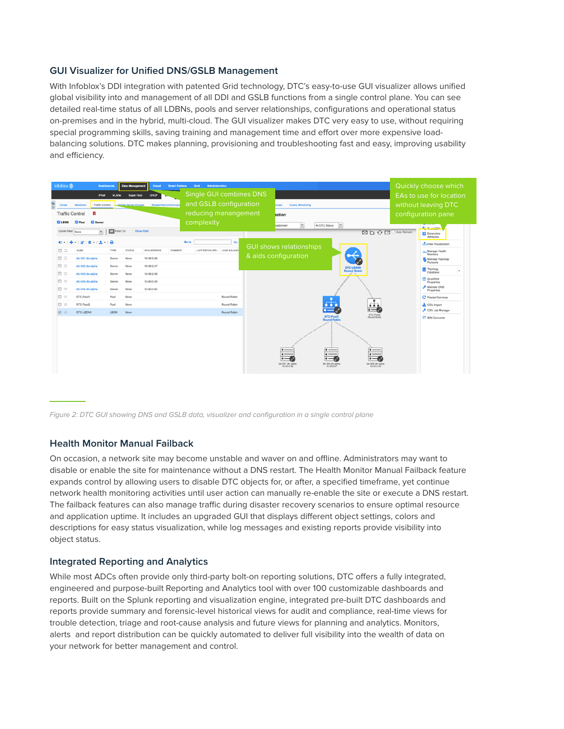## GUI Visualizer for Unified DNS/GSLB Management

With Infoblox's DDI integration with patented Grid technology, DTC's easy-to-use GUI visualizer allows unified global visibility into and management of all DDI and GSLB functions from a single control plane. You can see detailed real-time status of all LDBNs, pools and server relationships, configurations and operational status on-premises and in the hybrid, multi-cloud. The GUI visualizer makes DTC very easy to use, without requiring special programming skills, saving training and management time and effort over more expensive load-balancing solutions. DTC makes planning, provisioning and troubleshooting fast and easy, improving usability and efficiency.

*Figure 2: DTC GUI showing DNS and GSLB data, visualizer and configuration in a single control plane*

## Health Monitor Manual Failback

On occasion, a network site may become unstable and waver on and offline. Administrators may want to disable or enable the site for maintenance without a DNS restart. The Health Monitor Manual Failback feature expands control by allowing users to disable DTC objects for, or after, a specified timeframe, yet continue network health monitoring activities until user action can manually re-enable the site or execute a DNS restart. The failback features can also manage traffic during disaster recovery scenarios to ensure optimal resource and application uptime. It includes an upgraded GUI that displays different object settings, colors and descriptions for easy status visualization, while log messages and existing reports provide visibility into object status.

## Integrated Reporting and Analytics

While most ADCs often provide only third-party bolt-on reporting solutions, DTC offers a fully integrated, engineered and purpose-built Reporting and Analytics tool with over 100 customizable dashboards and reports. Built on the Splunk reporting and visualization engine, integrated pre-built DTC dashboards and reports provide summary and forensic-level historical views for audit and compliance, real-time views for trouble detection, triage and root-cause analysis and future views for planning and analytics. Monitors, alerts and report distribution can be quickly automated to deliver full visibility into the wealth of data on your network for better management and control.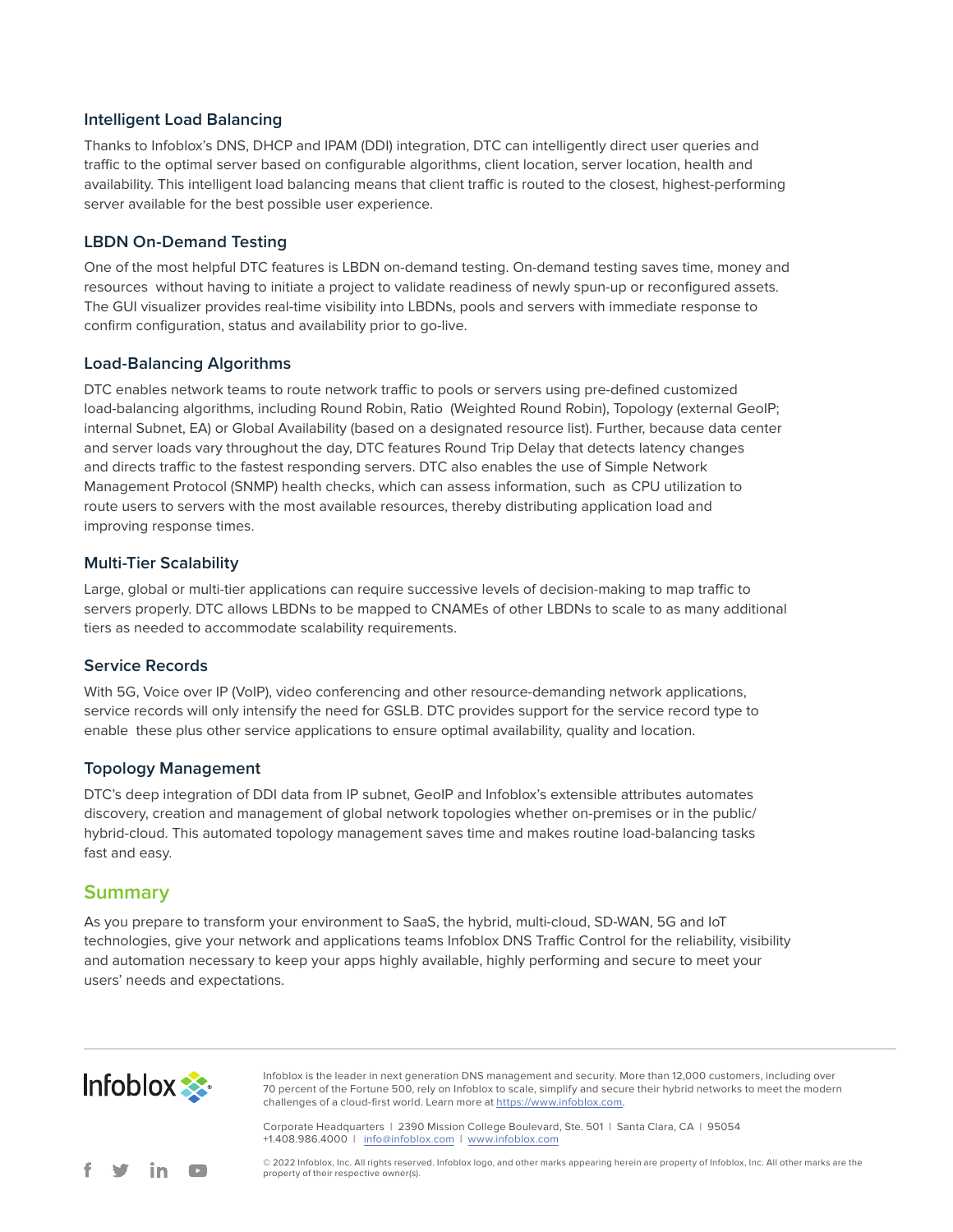### Intelligent Load Balancing

Thanks to Infoblox's DNS, DHCP and IPAM (DDI) integration, DTC can intelligently direct user queries and traffic to the optimal server based on configurable algorithms, client location, server location, health and availability. This intelligent load balancing means that client traffic is routed to the closest, highest-performing server available for the best possible user experience.

### LBDN On-Demand Testing

One of the most helpful DTC features is LBDN on-demand testing. On-demand testing saves time, money and resources without having to initiate a project to validate readiness of newly spun-up or reconfigured assets. The GUI visualizer provides real-time visibility into LBDNs, pools and servers with immediate response to confirm configuration, status and availability prior to go-live.

### Load-Balancing Algorithms

DTC enables network teams to route network traffic to pools or servers using pre-defined customized load-balancing algorithms, including Round Robin, Ratio (Weighted Round Robin), Topology (external GeoIP; internal Subnet, EA) or Global Availability (based on a designated resource list). Further, because data center and server loads vary throughout the day, DTC features Round Trip Delay that detects latency changes and directs traffic to the fastest responding servers. DTC also enables the use of Simple Network Management Protocol (SNMP) health checks, which can assess information, such as CPU utilization to route users to servers with the most available resources, thereby distributing application load and improving response times.

### Multi-Tier Scalability

Large, global or multi-tier applications can require successive levels of decision-making to map traffic to servers properly. DTC allows LBDNs to be mapped to CNAMEs of other LBDNs to scale to as many additional tiers as needed to accommodate scalability requirements.

### Service Records

With 5G, Voice over IP (VoIP), video conferencing and other resource-demanding network applications, service records will only intensify the need for GSLB. DTC provides support for the service record type to enable these plus other service applications to ensure optimal availability, quality and location.

### Topology Management

DTC's deep integration of DDI data from IP subnet, GeoIP and Infoblox's extensible attributes automates discovery, creation and management of global network topologies whether on-premises or in the public/hybrid-cloud. This automated topology management saves time and makes routine load-balancing tasks fast and easy.

## Summary

As you prepare to transform your environment to SaaS, the hybrid, multi-cloud, SD-WAN, 5G and IoT technologies, give your network and applications teams Infoblox DNS Traffic Control for the reliability, visibility and automation necessary to keep your apps highly available, highly performing and secure to meet your users' needs and expectations.

---

Infoblox

Infoblox is the leader in next generation DNS management and security. More than 12,000 customers, including over 70 percent of the Fortune 500, rely on Infoblox to scale, simplify and secure their hybrid networks to meet the modern challenges of a cloud-first world. Learn more at https://www.infoblox.com.

Corporate Headquarters | 2390 Mission College Boulevard, Ste. 501 | Santa Clara, CA | 95054
+1.408.986.4000 | info@infoblox.com | www.infoblox.com

© 2022 Infoblox, Inc. All rights reserved. Infoblox logo, and other marks appearing herein are property of Infoblox, Inc. All other marks are the property of their respective owner(s).